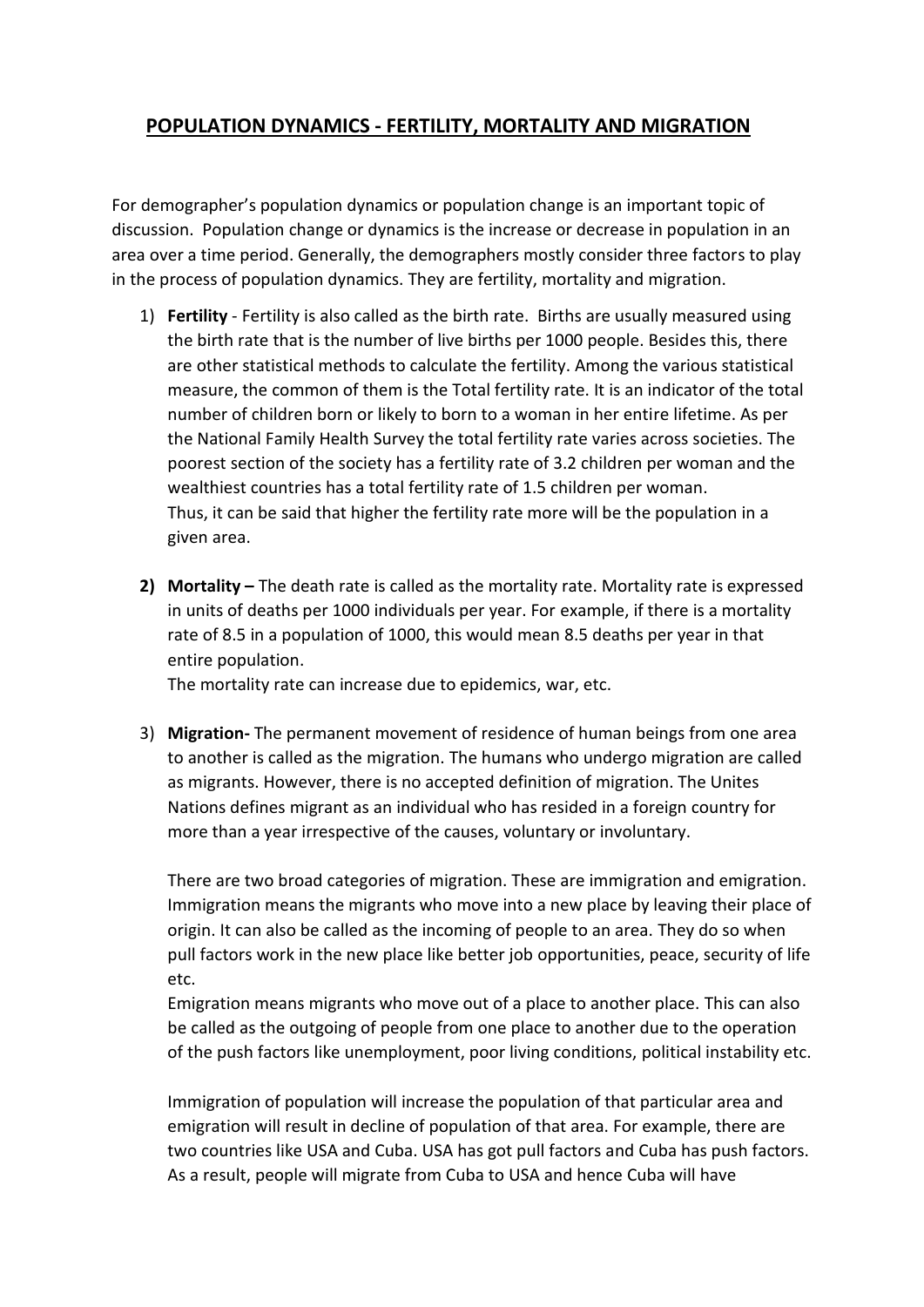# POPULATION DYNAMICS - FERTILITY, MORTALITY AND MIGRATION

For demographer's population dynamics or population change is an important topic of discussion. Population change or dynamics is the increase or decrease in population in an area over a time period. Generally, the demographers mostly consider three factors to play in the process of population dynamics. They are fertility, mortality and migration.

1) **Fertility** - Fertility is also called as the birth rate. Births are usually measured using the birth rate that is the number of live births per 1000 people. Besides this, there are other statistical methods to calculate the fertility. Among the various statistical measure, the common of them is the Total fertility rate. It is an indicator of the total number of children born or likely to born to a woman in her entire lifetime. As per the National Family Health Survey the total fertility rate varies across societies. The poorest section of the society has a fertility rate of 3.2 children per woman and the wealthiest countries has a total fertility rate of 1.5 children per woman.
   Thus, it can be said that higher the fertility rate more will be the population in a given area.

2) **Mortality –** The death rate is called as the mortality rate. Mortality rate is expressed in units of deaths per 1000 individuals per year. For example, if there is a mortality rate of 8.5 in a population of 1000, this would mean 8.5 deaths per year in that entire population.
   The mortality rate can increase due to epidemics, war, etc.

3) **Migration-** The permanent movement of residence of human beings from one area to another is called as the migration. The humans who undergo migration are called as migrants. However, there is no accepted definition of migration. The Unites Nations defines migrant as an individual who has resided in a foreign country for more than a year irrespective of the causes, voluntary or involuntary.

   There are two broad categories of migration. These are immigration and emigration. Immigration means the migrants who move into a new place by leaving their place of origin. It can also be called as the incoming of people to an area. They do so when pull factors work in the new place like better job opportunities, peace, security of life etc.
   Emigration means migrants who move out of a place to another place. This can also be called as the outgoing of people from one place to another due to the operation of the push factors like unemployment, poor living conditions, political instability etc.

   Immigration of population will increase the population of that particular area and emigration will result in decline of population of that area. For example, there are two countries like USA and Cuba. USA has got pull factors and Cuba has push factors. As a result, people will migrate from Cuba to USA and hence Cuba will have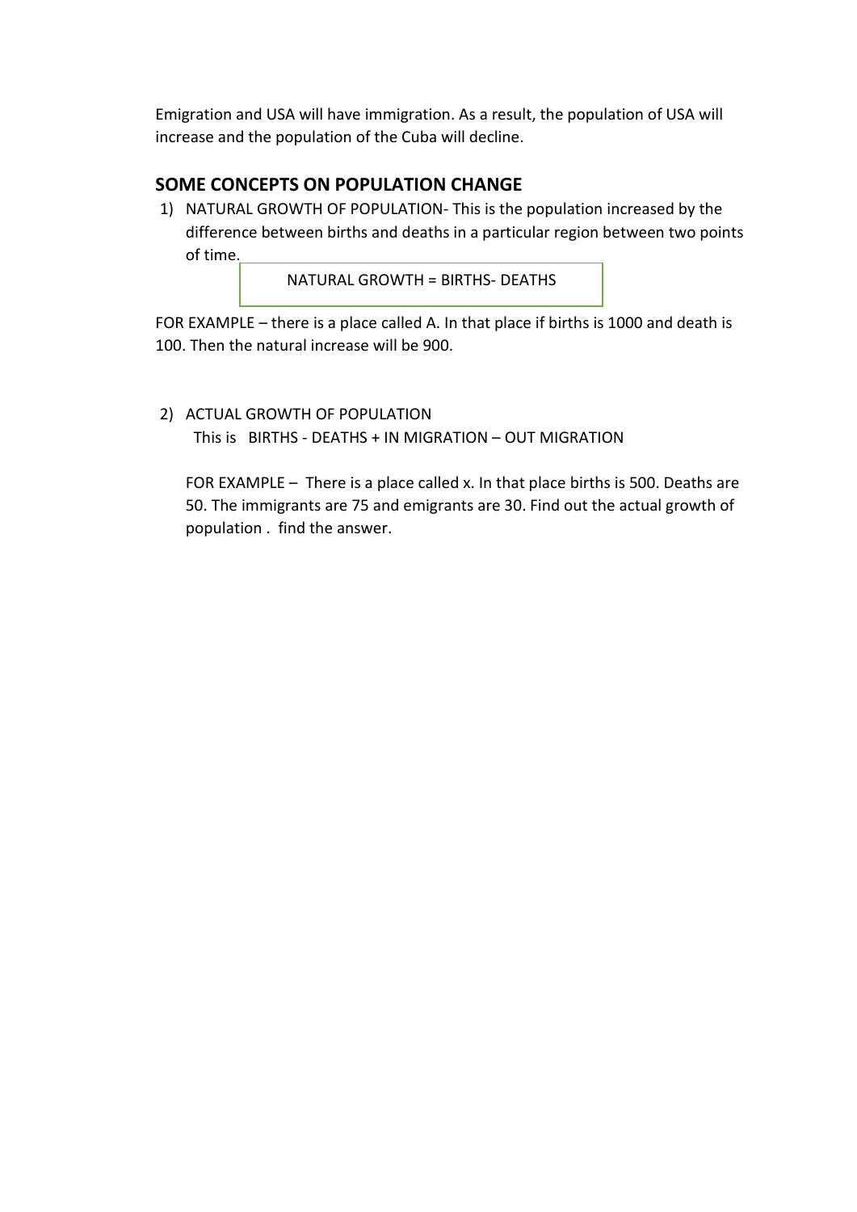Emigration and USA will have immigration. As a result, the population of USA will increase and the population of the Cuba will decline.

## SOME CONCEPTS ON POPULATION CHANGE

1) NATURAL GROWTH OF POPULATION- This is the population increased by the difference between births and deaths in a particular region between two points of time.

NATURAL GROWTH = BIRTHS- DEATHS

FOR EXAMPLE – there is a place called A. In that place if births is 1000 and death is 100. Then the natural increase will be 900.

2) ACTUAL GROWTH OF POPULATION

   This is BIRTHS - DEATHS + IN MIGRATION – OUT MIGRATION

   FOR EXAMPLE – There is a place called x. In that place births is 500. Deaths are 50. The immigrants are 75 and emigrants are 30. Find out the actual growth of population . find the answer.